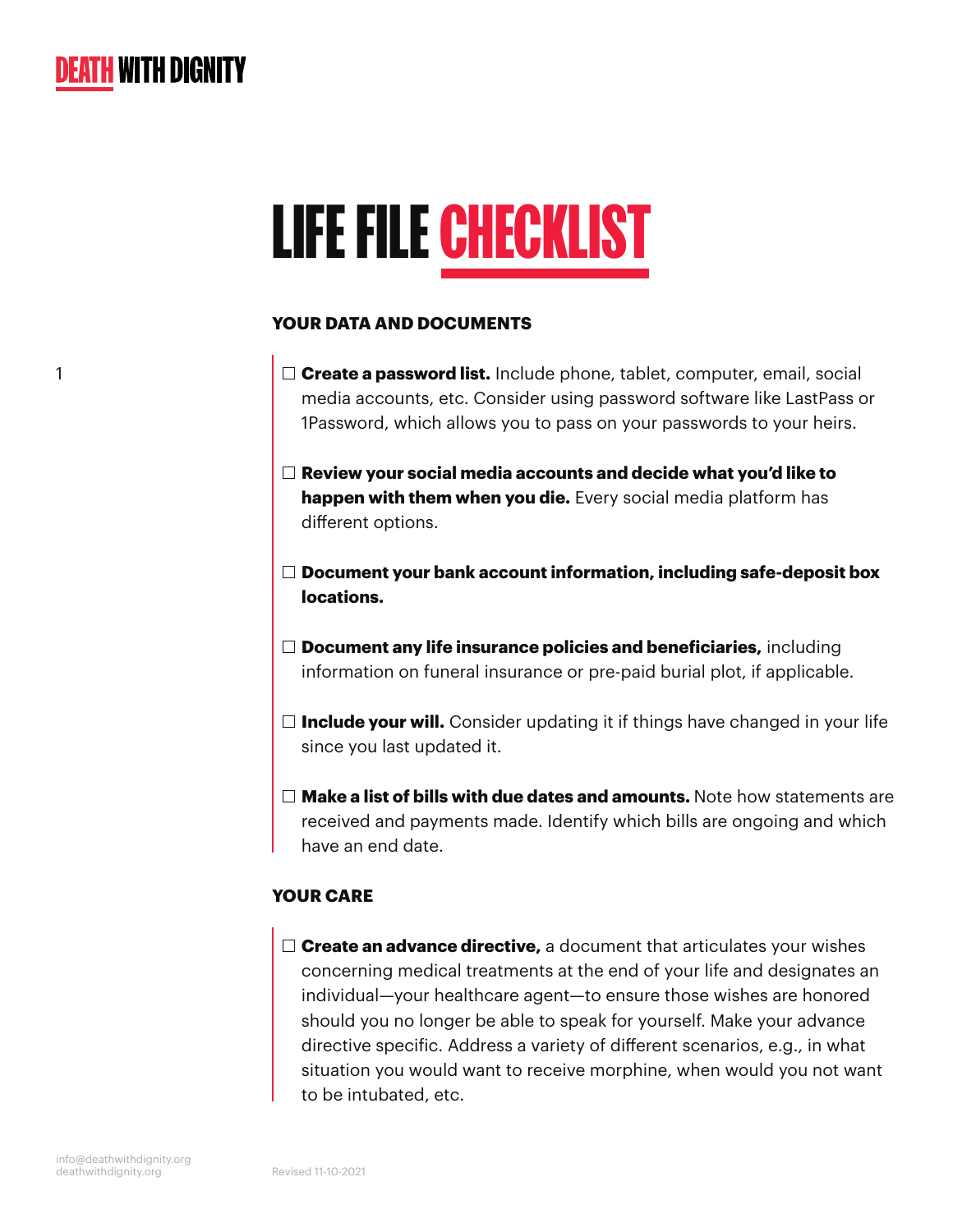**DEATH WITH DIGNITY**

# LIFE FILE CHECKLIST

## YOUR DATA AND DOCUMENTS

- ☐ **Create a password list.** Include phone, tablet, computer, email, social media accounts, etc. Consider using password software like LastPass or 1Password, which allows you to pass on your passwords to your heirs.

- ☐ **Review your social media accounts and decide what you'd like to happen with them when you die.** Every social media platform has different options.

- ☐ **Document your bank account information, including safe-deposit box locations.**

- ☐ **Document any life insurance policies and beneficiaries,** including information on funeral insurance or pre-paid burial plot, if applicable.

- ☐ **Include your will.** Consider updating it if things have changed in your life since you last updated it.

- ☐ **Make a list of bills with due dates and amounts.** Note how statements are received and payments made. Identify which bills are ongoing and which have an end date.

## YOUR CARE

- ☐ **Create an advance directive,** a document that articulates your wishes concerning medical treatments at the end of your life and designates an individual—your healthcare agent—to ensure those wishes are honored should you no longer be able to speak for yourself. Make your advance directive specific. Address a variety of different scenarios, e.g., in what situation you would want to receive morphine, when would you not want to be intubated, etc.

info@deathwithdignity.org
deathwithdignity.org

Revised 11-10-2021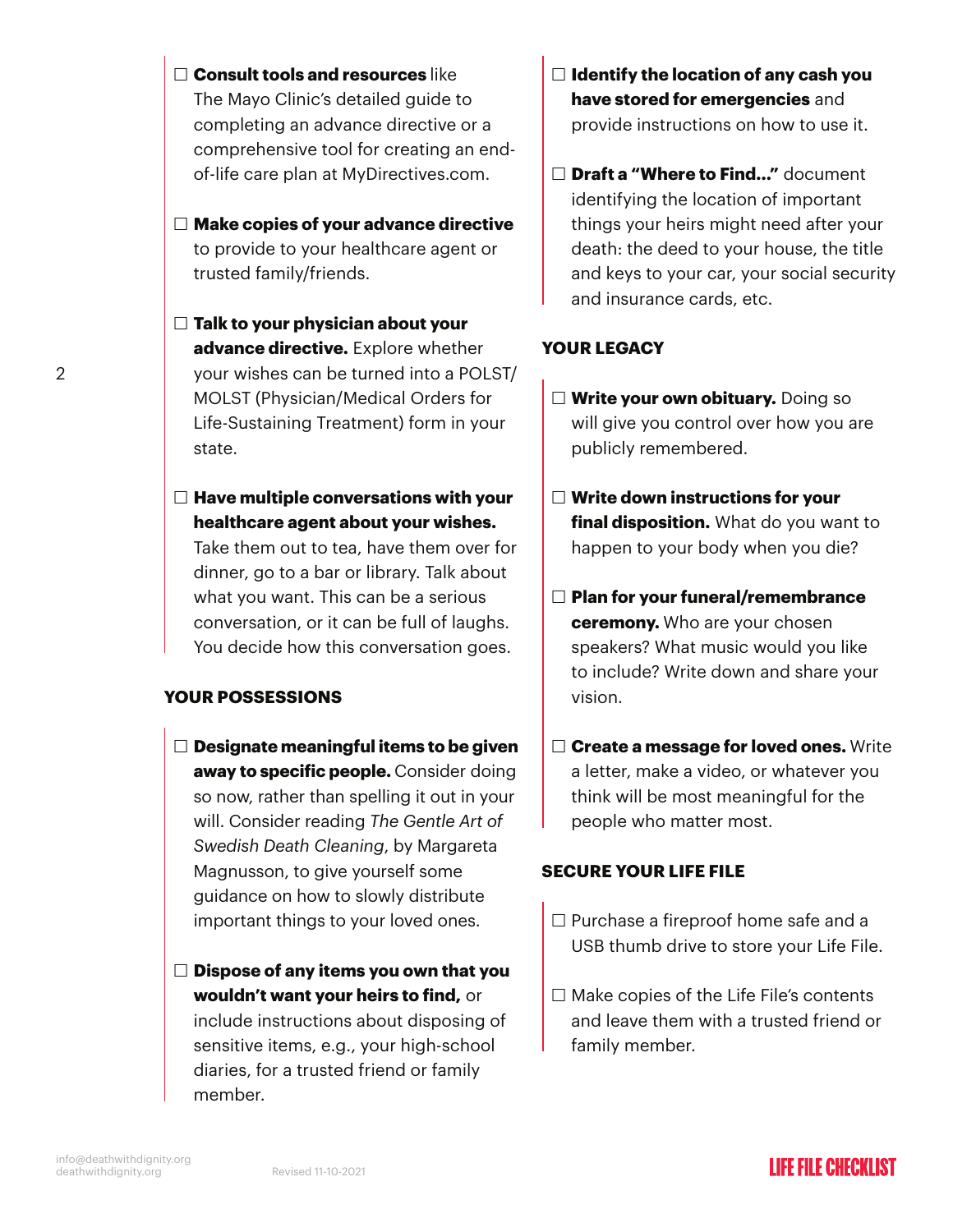- [ ] **Consult tools and resources** like The Mayo Clinic's detailed guide to completing an advance directive or a comprehensive tool for creating an end-of-life care plan at MyDirectives.com.
- [ ] **Make copies of your advance directive** to provide to your healthcare agent or trusted family/friends.
- [ ] **Talk to your physician about your advance directive.** Explore whether your wishes can be turned into a POLST/MOLST (Physician/Medical Orders for Life-Sustaining Treatment) form in your state.
- [ ] **Have multiple conversations with your healthcare agent about your wishes.** Take them out to tea, have them over for dinner, go to a bar or library. Talk about what you want. This can be a serious conversation, or it can be full of laughs. You decide how this conversation goes.

## YOUR POSSESSIONS

- [ ] **Designate meaningful items to be given away to specific people.** Consider doing so now, rather than spelling it out in your will. Consider reading *The Gentle Art of Swedish Death Cleaning*, by Margareta Magnusson, to give yourself some guidance on how to slowly distribute important things to your loved ones.
- [ ] **Dispose of any items you own that you wouldn't want your heirs to find,** or include instructions about disposing of sensitive items, e.g., your high-school diaries, for a trusted friend or family member.
- [ ] **Identify the location of any cash you have stored for emergencies** and provide instructions on how to use it.
- [ ] **Draft a "Where to Find…"** document identifying the location of important things your heirs might need after your death: the deed to your house, the title and keys to your car, your social security and insurance cards, etc.

## YOUR LEGACY

- [ ] **Write your own obituary.** Doing so will give you control over how you are publicly remembered.
- [ ] **Write down instructions for your final disposition.** What do you want to happen to your body when you die?
- [ ] **Plan for your funeral/remembrance ceremony.** Who are your chosen speakers? What music would you like to include? Write down and share your vision.
- [ ] **Create a message for loved ones.** Write a letter, make a video, or whatever you think will be most meaningful for the people who matter most.

## SECURE YOUR LIFE FILE

- [ ] Purchase a fireproof home safe and a USB thumb drive to store your Life File.
- [ ] Make copies of the Life File's contents and leave them with a trusted friend or family member.